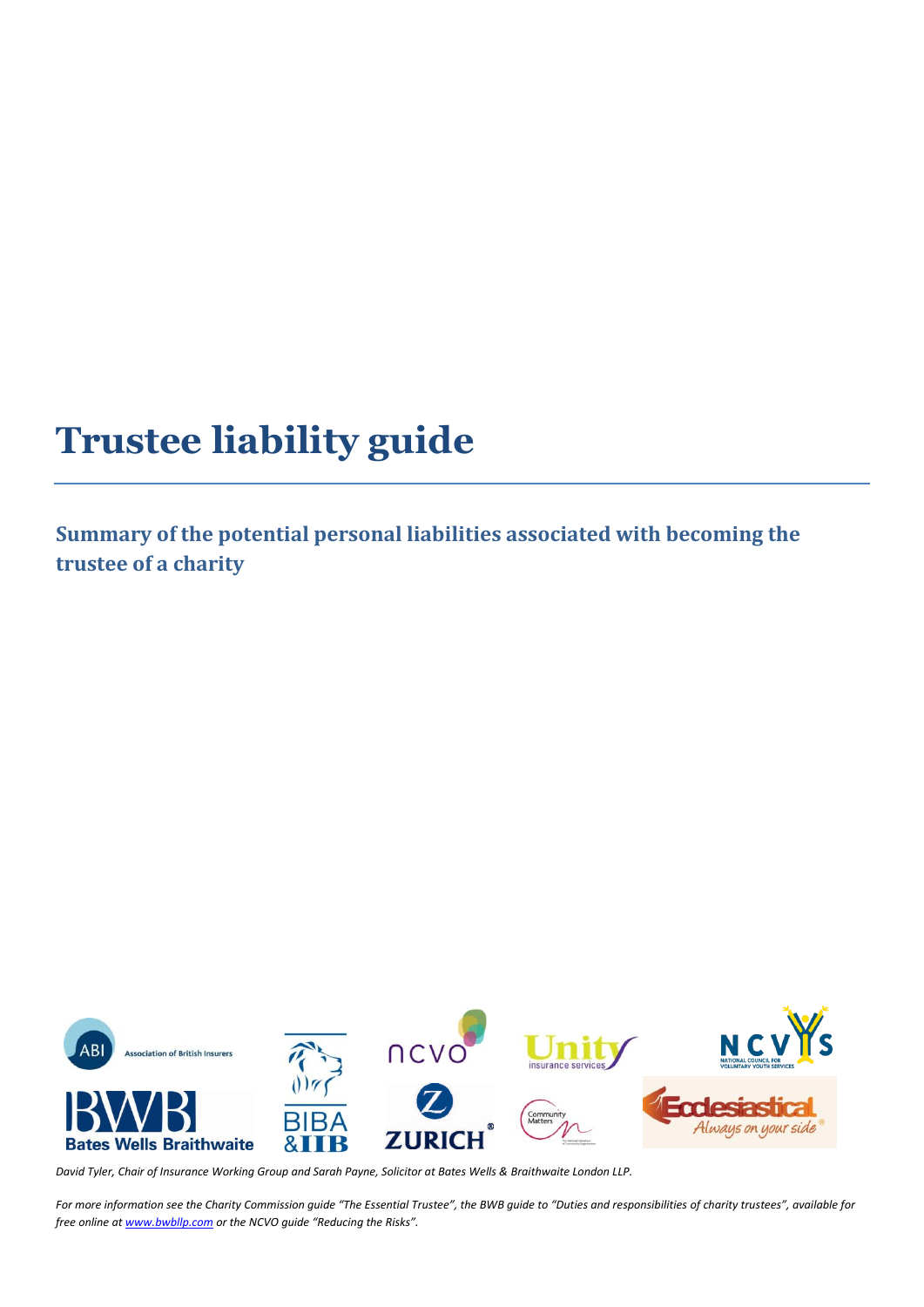# Trustee liability guide

## Summary of the potential personal liabilities associated with becoming the trustee of a charity

*David Tyler, Chair of Insurance Working Group and Sarah Payne, Solicitor at Bates Wells & Braithwaite London LLP.*

*For more information see the Charity Commission guide "The Essential Trustee", the BWB guide to "Duties and responsibilities of charity trustees", available for free online at [www.bwbllp.com](www.bwbllp.com) or the NCVO guide "Reducing the Risks".*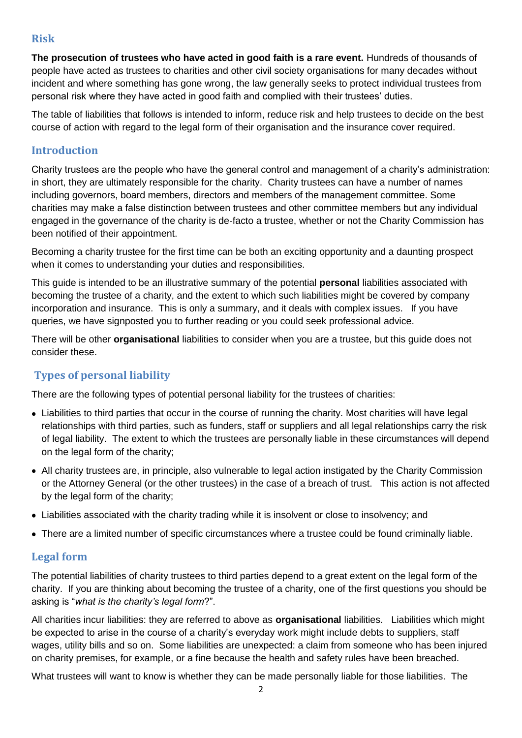## Risk

**The prosecution of trustees who have acted in good faith is a rare event.** Hundreds of thousands of people have acted as trustees to charities and other civil society organisations for many decades without incident and where something has gone wrong, the law generally seeks to protect individual trustees from personal risk where they have acted in good faith and complied with their trustees' duties.

The table of liabilities that follows is intended to inform, reduce risk and help trustees to decide on the best course of action with regard to the legal form of their organisation and the insurance cover required.

## Introduction

Charity trustees are the people who have the general control and management of a charity's administration: in short, they are ultimately responsible for the charity. Charity trustees can have a number of names including governors, board members, directors and members of the management committee. Some charities may make a false distinction between trustees and other committee members but any individual engaged in the governance of the charity is de-facto a trustee, whether or not the Charity Commission has been notified of their appointment.

Becoming a charity trustee for the first time can be both an exciting opportunity and a daunting prospect when it comes to understanding your duties and responsibilities.

This guide is intended to be an illustrative summary of the potential **personal** liabilities associated with becoming the trustee of a charity, and the extent to which such liabilities might be covered by company incorporation and insurance. This is only a summary, and it deals with complex issues. If you have queries, we have signposted you to further reading or you could seek professional advice.

There will be other **organisational** liabilities to consider when you are a trustee, but this guide does not consider these.

## Types of personal liability

There are the following types of potential personal liability for the trustees of charities:

- Liabilities to third parties that occur in the course of running the charity. Most charities will have legal relationships with third parties, such as funders, staff or suppliers and all legal relationships carry the risk of legal liability. The extent to which the trustees are personally liable in these circumstances will depend on the legal form of the charity;
- All charity trustees are, in principle, also vulnerable to legal action instigated by the Charity Commission or the Attorney General (or the other trustees) in the case of a breach of trust. This action is not affected by the legal form of the charity;
- Liabilities associated with the charity trading while it is insolvent or close to insolvency; and
- There are a limited number of specific circumstances where a trustee could be found criminally liable.

## Legal form

The potential liabilities of charity trustees to third parties depend to a great extent on the legal form of the charity. If you are thinking about becoming the trustee of a charity, one of the first questions you should be asking is "*what is the charity's legal form*?".

All charities incur liabilities: they are referred to above as **organisational** liabilities. Liabilities which might be expected to arise in the course of a charity's everyday work might include debts to suppliers, staff wages, utility bills and so on. Some liabilities are unexpected: a claim from someone who has been injured on charity premises, for example, or a fine because the health and safety rules have been breached.

What trustees will want to know is whether they can be made personally liable for those liabilities. The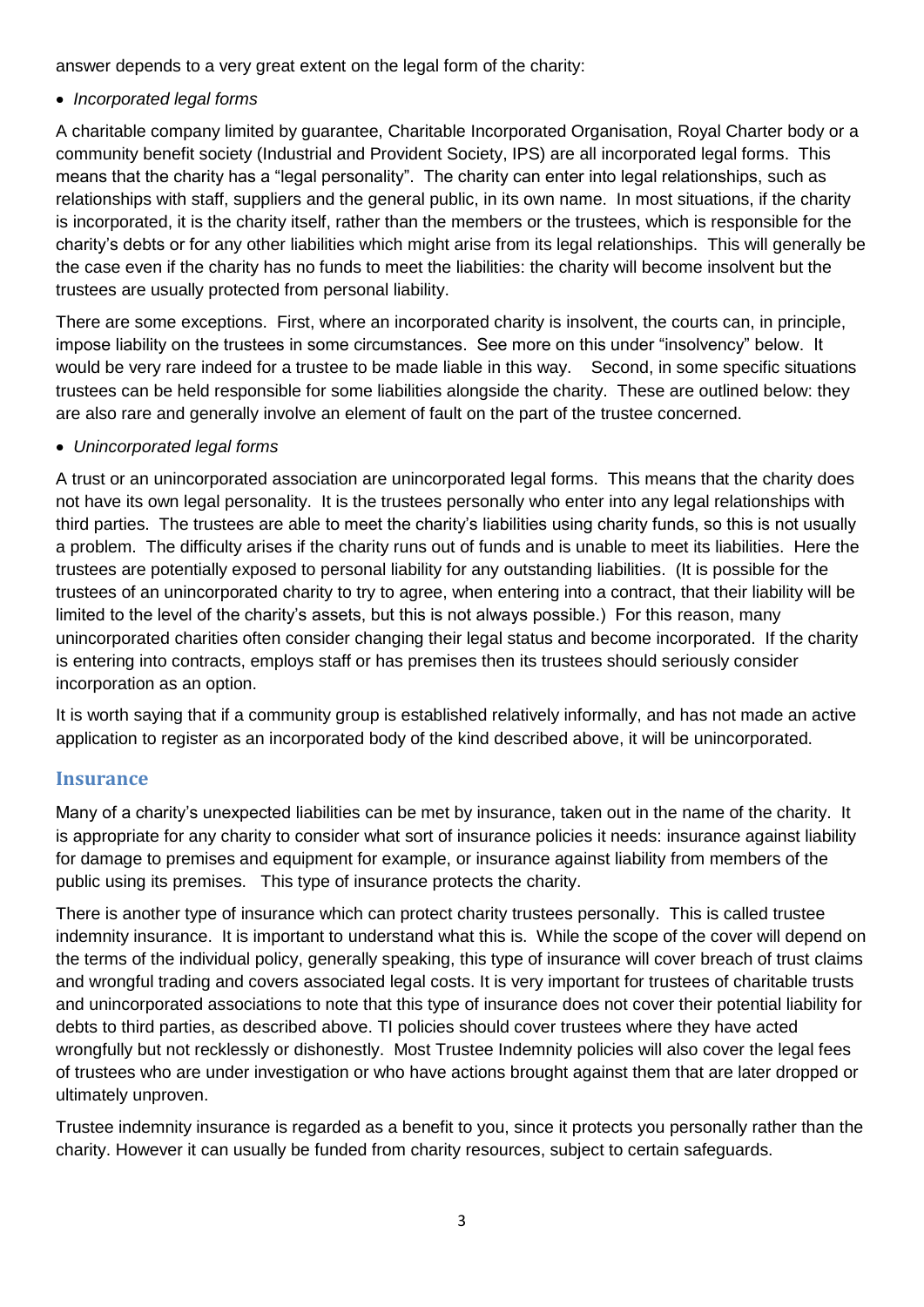answer depends to a very great extent on the legal form of the charity:

- *Incorporated legal forms*

A charitable company limited by guarantee, Charitable Incorporated Organisation, Royal Charter body or a community benefit society (Industrial and Provident Society, IPS) are all incorporated legal forms. This means that the charity has a "legal personality". The charity can enter into legal relationships, such as relationships with staff, suppliers and the general public, in its own name. In most situations, if the charity is incorporated, it is the charity itself, rather than the members or the trustees, which is responsible for the charity's debts or for any other liabilities which might arise from its legal relationships. This will generally be the case even if the charity has no funds to meet the liabilities: the charity will become insolvent but the trustees are usually protected from personal liability.

There are some exceptions. First, where an incorporated charity is insolvent, the courts can, in principle, impose liability on the trustees in some circumstances. See more on this under "insolvency" below. It would be very rare indeed for a trustee to be made liable in this way. Second, in some specific situations trustees can be held responsible for some liabilities alongside the charity. These are outlined below: they are also rare and generally involve an element of fault on the part of the trustee concerned.

- *Unincorporated legal forms*

A trust or an unincorporated association are unincorporated legal forms. This means that the charity does not have its own legal personality. It is the trustees personally who enter into any legal relationships with third parties. The trustees are able to meet the charity's liabilities using charity funds, so this is not usually a problem. The difficulty arises if the charity runs out of funds and is unable to meet its liabilities. Here the trustees are potentially exposed to personal liability for any outstanding liabilities. (It is possible for the trustees of an unincorporated charity to try to agree, when entering into a contract, that their liability will be limited to the level of the charity's assets, but this is not always possible.) For this reason, many unincorporated charities often consider changing their legal status and become incorporated. If the charity is entering into contracts, employs staff or has premises then its trustees should seriously consider incorporation as an option.

It is worth saying that if a community group is established relatively informally, and has not made an active application to register as an incorporated body of the kind described above, it will be unincorporated.

## Insurance

Many of a charity's unexpected liabilities can be met by insurance, taken out in the name of the charity. It is appropriate for any charity to consider what sort of insurance policies it needs: insurance against liability for damage to premises and equipment for example, or insurance against liability from members of the public using its premises. This type of insurance protects the charity.

There is another type of insurance which can protect charity trustees personally. This is called trustee indemnity insurance. It is important to understand what this is. While the scope of the cover will depend on the terms of the individual policy, generally speaking, this type of insurance will cover breach of trust claims and wrongful trading and covers associated legal costs. It is very important for trustees of charitable trusts and unincorporated associations to note that this type of insurance does not cover their potential liability for debts to third parties, as described above. TI policies should cover trustees where they have acted wrongfully but not recklessly or dishonestly. Most Trustee Indemnity policies will also cover the legal fees of trustees who are under investigation or who have actions brought against them that are later dropped or ultimately unproven.

Trustee indemnity insurance is regarded as a benefit to you, since it protects you personally rather than the charity. However it can usually be funded from charity resources, subject to certain safeguards.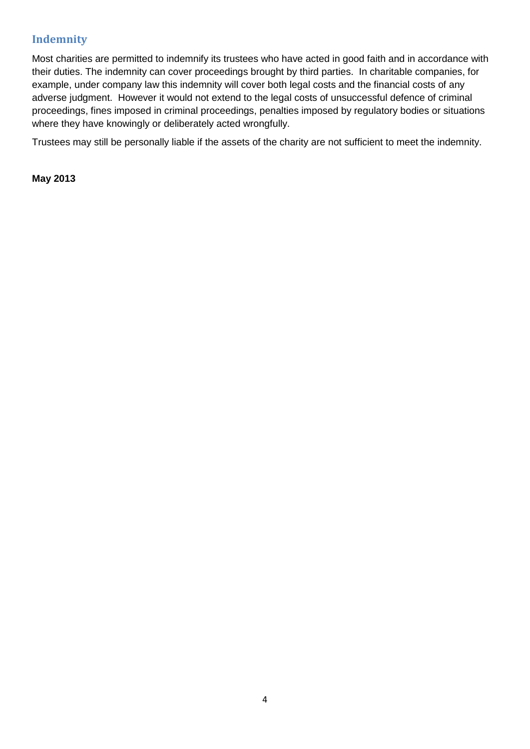## Indemnity

Most charities are permitted to indemnify its trustees who have acted in good faith and in accordance with their duties. The indemnity can cover proceedings brought by third parties. In charitable companies, for example, under company law this indemnity will cover both legal costs and the financial costs of any adverse judgment. However it would not extend to the legal costs of unsuccessful defence of criminal proceedings, fines imposed in criminal proceedings, penalties imposed by regulatory bodies or situations where they have knowingly or deliberately acted wrongfully.

Trustees may still be personally liable if the assets of the charity are not sufficient to meet the indemnity.

**May 2013**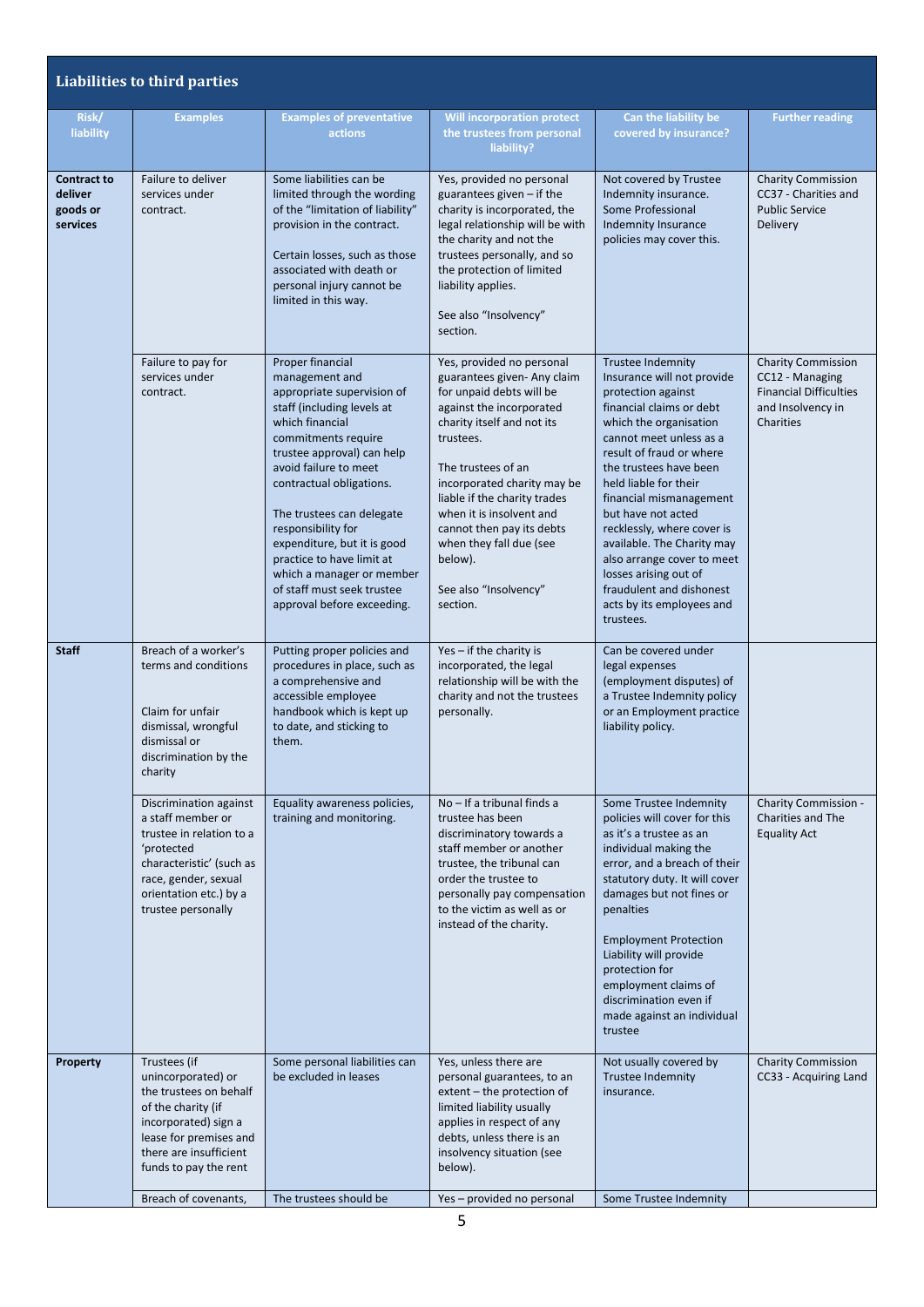## Liabilities to third parties

| Risk/ liability | Examples | Examples of preventative actions | Will incorporation protect the trustees from personal liability? | Can the liability be covered by insurance? | Further reading |
|---|---|---|---|---|---|
| **Contract to deliver goods or services** | Failure to deliver services under contract. | Some liabilities can be limited through the wording of the "limitation of liability" provision in the contract.<br><br>Certain losses, such as those associated with death or personal injury cannot be limited in this way. | Yes, provided no personal guarantees given – if the charity is incorporated, the legal relationship will be with the charity and not the trustees personally, and so the protection of limited liability applies.<br><br>See also "Insolvency" section. | Not covered by Trustee Indemnity insurance. Some Professional Indemnity Insurance policies may cover this. | Charity Commission CC37 - Charities and Public Service Delivery |
| | Failure to pay for services under contract. | Proper financial management and appropriate supervision of staff (including levels at which financial commitments require trustee approval) can help avoid failure to meet contractual obligations.<br><br>The trustees can delegate responsibility for expenditure, but it is good practice to have limit at which a manager or member of staff must seek trustee approval before exceeding. | Yes, provided no personal guarantees given- Any claim for unpaid debts will be against the incorporated charity itself and not its trustees.<br><br>The trustees of an incorporated charity may be liable if the charity trades when it is insolvent and cannot then pay its debts when they fall due (see below).<br><br>See also "Insolvency" section. | Trustee Indemnity Insurance will not provide protection against financial claims or debt which the organisation cannot meet unless as a result of fraud or where the trustees have been held liable for their financial mismanagement but have not acted recklessly, where cover is available. The Charity may also arrange cover to meet losses arising out of fraudulent and dishonest acts by its employees and trustees. | Charity Commission CC12 - Managing Financial Difficulties and Insolvency in Charities |
| **Staff** | Breach of a worker's terms and conditions<br><br>Claim for unfair dismissal, wrongful dismissal or discrimination by the charity | Putting proper policies and procedures in place, such as a comprehensive and accessible employee handbook which is kept up to date, and sticking to them. | Yes – if the charity is incorporated, the legal relationship will be with the charity and not the trustees personally. | Can be covered under legal expenses (employment disputes) of a Trustee Indemnity policy or an Employment practice liability policy. | |
| | Discrimination against a staff member or trustee in relation to a 'protected characteristic' (such as race, gender, sexual orientation etc.) by a trustee personally | Equality awareness policies, training and monitoring. | No – If a tribunal finds a trustee has been discriminatory towards a staff member or another trustee, the tribunal can order the trustee to personally pay compensation to the victim as well as or instead of the charity. | Some Trustee Indemnity policies will cover for this as it's a trustee as an individual making the error, and a breach of their statutory duty. It will cover damages but not fines or penalties<br><br>Employment Protection Liability will provide protection for employment claims of discrimination even if made against an individual trustee | Charity Commission - Charities and The Equality Act |
| **Property** | Trustees (if unincorporated) or the trustees on behalf of the charity (if incorporated) sign a lease for premises and there are insufficient funds to pay the rent | Some personal liabilities can be excluded in leases | Yes, unless there are personal guarantees, to an extent – the protection of limited liability usually applies in respect of any debts, unless there is an insolvency situation (see below). | Not usually covered by Trustee Indemnity insurance. | Charity Commission CC33 - Acquiring Land |
| | Breach of covenants, | The trustees should be | Yes – provided no personal | Some Trustee Indemnity | |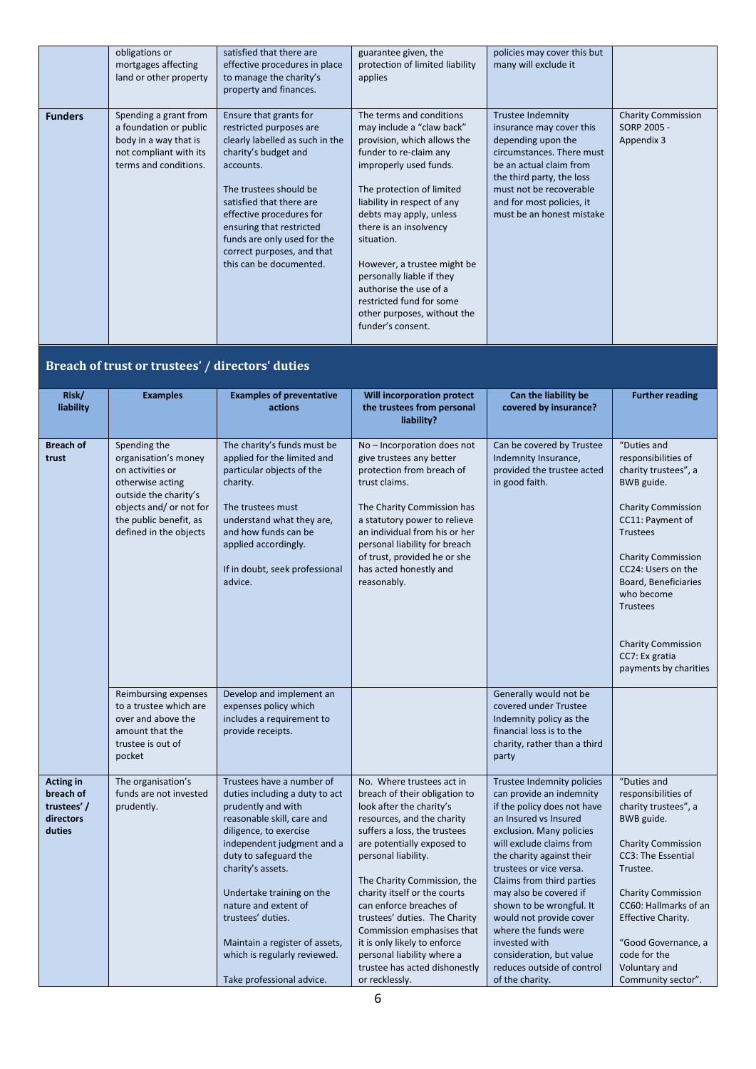| | obligations or mortgages affecting land or other property | satisfied that there are effective procedures in place to manage the charity's property and finances. | guarantee given, the protection of limited liability applies | policies may cover this but many will exclude it | |
|---|---|---|---|---|---|
| **Funders** | Spending a grant from a foundation or public body in a way that is not compliant with its terms and conditions. | Ensure that grants for restricted purposes are clearly labelled as such in the charity's budget and accounts.<br><br>The trustees should be satisfied that there are effective procedures for ensuring that restricted funds are only used for the correct purposes, and that this can be documented. | The terms and conditions may include a "claw back" provision, which allows the funder to re-claim any improperly used funds.<br><br>The protection of limited liability in respect of any debts may apply, unless there is an insolvency situation.<br><br>However, a trustee might be personally liable if they authorise the use of a restricted fund for some other purposes, without the funder's consent. | Trustee Indemnity insurance may cover this depending upon the circumstances. There must be an actual claim from the third party, the loss must not be recoverable and for most policies, it must be an honest mistake | Charity Commission SORP 2005 - Appendix 3 |

## Breach of trust or trustees' / directors' duties

| Risk/ liability | Examples | Examples of preventative actions | Will incorporation protect the trustees from personal liability? | Can the liability be covered by insurance? | Further reading |
|---|---|---|---|---|---|
| **Breach of trust** | Spending the organisation's money on activities or otherwise acting outside the charity's objects and/ or not for the public benefit, as defined in the objects | The charity's funds must be applied for the limited and particular objects of the charity.<br><br>The trustees must understand what they are, and how funds can be applied accordingly.<br><br>If in doubt, seek professional advice. | No – Incorporation does not give trustees any better protection from breach of trust claims.<br><br>The Charity Commission has a statutory power to relieve an individual from his or her personal liability for breach of trust, provided he or she has acted honestly and reasonably. | Can be covered by Trustee Indemnity Insurance, provided the trustee acted in good faith. | "Duties and responsibilities of charity trustees", a BWB guide.<br><br>Charity Commission CC11: Payment of Trustees<br><br>Charity Commission CC24: Users on the Board, Beneficiaries who become Trustees<br><br>Charity Commission CC7: Ex gratia payments by charities |
| | Reimbursing expenses to a trustee which are over and above the amount that the trustee is out of pocket | Develop and implement an expenses policy which includes a requirement to provide receipts. | | Generally would not be covered under Trustee Indemnity policy as the financial loss is to the charity, rather than a third party | |
| **Acting in breach of trustees' / directors duties** | The organisation's funds are not invested prudently. | Trustees have a number of duties including a duty to act prudently and with reasonable skill, care and diligence, to exercise independent judgment and a duty to safeguard the charity's assets.<br><br>Undertake training on the nature and extent of trustees' duties.<br><br>Maintain a register of assets, which is regularly reviewed.<br><br>Take professional advice. | No. Where trustees act in breach of their obligation to look after the charity's resources, and the charity suffers a loss, the trustees are potentially exposed to personal liability.<br><br>The Charity Commission, the charity itself or the courts can enforce breaches of trustees' duties. The Charity Commission emphasises that it is only likely to enforce personal liability where a trustee has acted dishonestly or recklessly. | Trustee Indemnity policies can provide an indemnity if the policy does not have an Insured vs Insured exclusion. Many policies will exclude claims from the charity against their trustees or vice versa. Claims from third parties may also be covered if shown to be wrongful. It would not provide cover where the funds were invested with consideration, but value reduces outside of control of the charity. | "Duties and responsibilities of charity trustees", a BWB guide.<br><br>Charity Commission CC3: The Essential Trustee.<br><br>Charity Commission CC60: Hallmarks of an Effective Charity.<br><br>"Good Governance, a code for the Voluntary and Community sector". |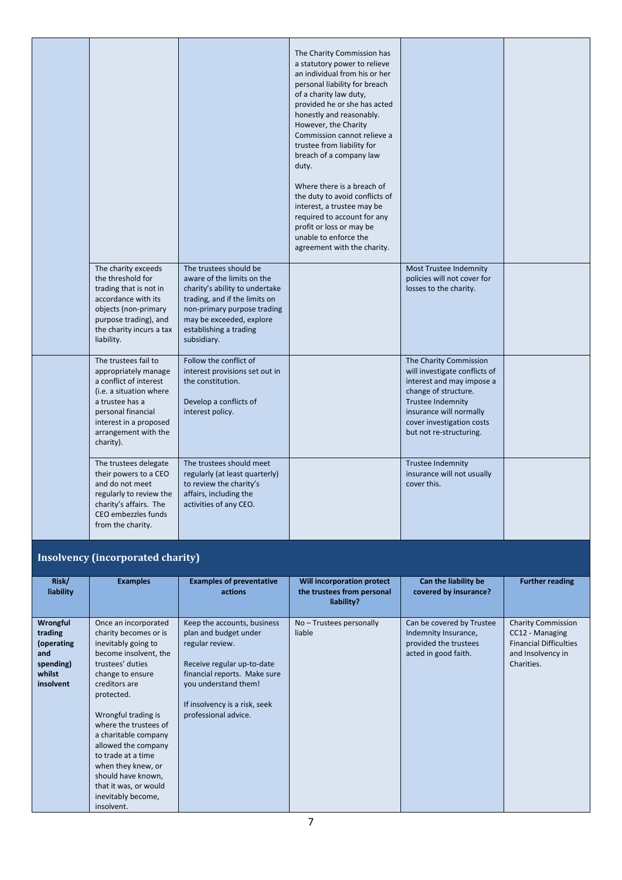| | | | | | |
|---|---|---|---|---|---|
| | | | The Charity Commission has a statutory power to relieve an individual from his or her personal liability for breach of a charity law duty, provided he or she has acted honestly and reasonably. However, the Charity Commission cannot relieve a trustee from liability for breach of a company law duty.<br><br>Where there is a breach of the duty to avoid conflicts of interest, a trustee may be required to account for any profit or loss or may be unable to enforce the agreement with the charity. | | |
| | The charity exceeds the threshold for trading that is not in accordance with its objects (non-primary purpose trading), and the charity incurs a tax liability. | The trustees should be aware of the limits on the charity's ability to undertake trading, and if the limits on non-primary purpose trading may be exceeded, explore establishing a trading subsidiary. | | Most Trustee Indemnity policies will not cover for losses to the charity. | |
| | The trustees fail to appropriately manage a conflict of interest (i.e. a situation where a trustee has a personal financial interest in a proposed arrangement with the charity). | Follow the conflict of interest provisions set out in the constitution.<br><br>Develop a conflicts of interest policy. | | The Charity Commission will investigate conflicts of interest and may impose a change of structure. Trustee Indemnity insurance will normally cover investigation costs but not re-structuring. | |
| | The trustees delegate their powers to a CEO and do not meet regularly to review the charity's affairs. The CEO embezzles funds from the charity. | The trustees should meet regularly (at least quarterly) to review the charity's affairs, including the activities of any CEO. | | Trustee Indemnity insurance will not usually cover this. | |

## Insolvency (incorporated charity)

| Risk/ liability | Examples | Examples of preventative actions | Will incorporation protect the trustees from personal liability? | Can the liability be covered by insurance? | Further reading |
|---|---|---|---|---|---|
| **Wrongful trading (operating and spending) whilst insolvent** | Once an incorporated charity becomes or is inevitably going to become insolvent, the trustees' duties change to ensure creditors are protected.<br><br>Wrongful trading is where the trustees of a charitable company allowed the company to trade at a time when they knew, or should have known, that it was, or would inevitably become, insolvent. | Keep the accounts, business plan and budget under regular review.<br><br>Receive regular up-to-date financial reports. Make sure you understand them!<br><br>If insolvency is a risk, seek professional advice. | No – Trustees personally liable | Can be covered by Trustee Indemnity Insurance, provided the trustees acted in good faith. | Charity Commission CC12 - Managing Financial Difficulties and Insolvency in Charities. |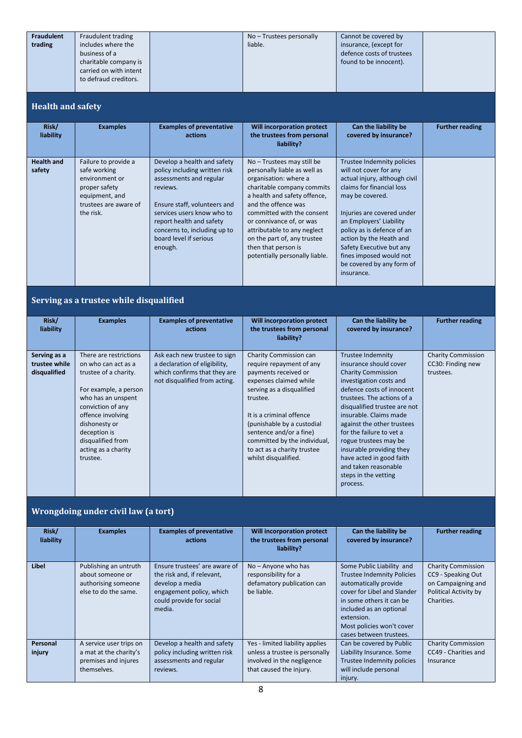| Risk/ liability | Examples | Examples of preventative actions | Will incorporation protect the trustees from personal liability? | Can the liability be covered by insurance? | Further reading |
|---|---|---|---|---|---|
| **Fraudulent trading** | Fraudulent trading includes where the business of a charitable company is carried on with intent to defraud creditors. | | No – Trustees personally liable. | Cannot be covered by insurance, (except for defence costs of trustees found to be innocent). | |

## Health and safety

| Risk/ liability | Examples | Examples of preventative actions | Will incorporation protect the trustees from personal liability? | Can the liability be covered by insurance? | Further reading |
|---|---|---|---|---|---|
| **Health and safety** | Failure to provide a safe working environment or proper safety equipment, and trustees are aware of the risk. | Develop a health and safety policy including written risk assessments and regular reviews.<br><br>Ensure staff, volunteers and services users know who to report health and safety concerns to, including up to board level if serious enough. | No – Trustees may still be personally liable as well as organisation: where a charitable company commits a health and safety offence, and the offence was committed with the consent or connivance of, or was attributable to any neglect on the part of, any trustee then that person is potentially personally liable. | Trustee Indemnity policies will not cover for any actual injury, although civil claims for financial loss may be covered.<br><br>Injuries are covered under an Employers' Liability policy as is defence of an action by the Heath and Safety Executive but any fines imposed would not be covered by any form of insurance. | |

## Serving as a trustee while disqualified

| Risk/ liability | Examples | Examples of preventative actions | Will incorporation protect the trustees from personal liability? | Can the liability be covered by insurance? | Further reading |
|---|---|---|---|---|---|
| **Serving as a trustee while disqualified** | There are restrictions on who can act as a trustee of a charity.<br><br>For example, a person who has an unspent conviction of any offence involving dishonesty or deception is disqualified from acting as a charity trustee. | Ask each new trustee to sign a declaration of eligibility, which confirms that they are not disqualified from acting. | Charity Commission can require repayment of any payments received or expenses claimed while serving as a disqualified trustee.<br><br>It is a criminal offence (punishable by a custodial sentence and/or a fine) committed by the individual, to act as a charity trustee whilst disqualified. | Trustee Indemnity insurance should cover Charity Commission investigation costs and defence costs of innocent trustees. The actions of a disqualified trustee are not insurable. Claims made against the other trustees for the failure to vet a rogue trustees may be insurable providing they have acted in good faith and taken reasonable steps in the vetting process. | Charity Commission CC30: Finding new trustees. |

## Wrongdoing under civil law (a tort)

| Risk/ liability | Examples | Examples of preventative actions | Will incorporation protect the trustees from personal liability? | Can the liability be covered by insurance? | Further reading |
|---|---|---|---|---|---|
| **Libel** | Publishing an untruth about someone or authorising someone else to do the same. | Ensure trustees' are aware of the risk and, if relevant, develop a media engagement policy, which could provide for social media. | No – Anyone who has responsibility for a defamatory publication can be liable. | Some Public Liability and Trustee Indemnity Policies automatically provide cover for Libel and Slander in some others it can be included as an optional extension.<br>Most policies won't cover cases between trustees. | Charity Commission CC9 - Speaking Out on Campaigning and Political Activity by Charities. |
| **Personal injury** | A service user trips on a mat at the charity's premises and injures themselves. | Develop a health and safety policy including written risk assessments and regular reviews. | Yes - limited liability applies unless a trustee is personally involved in the negligence that caused the injury. | Can be covered by Public Liability Insurance. Some Trustee Indemnity policies will include personal injury. | Charity Commission CC49 - Charities and Insurance |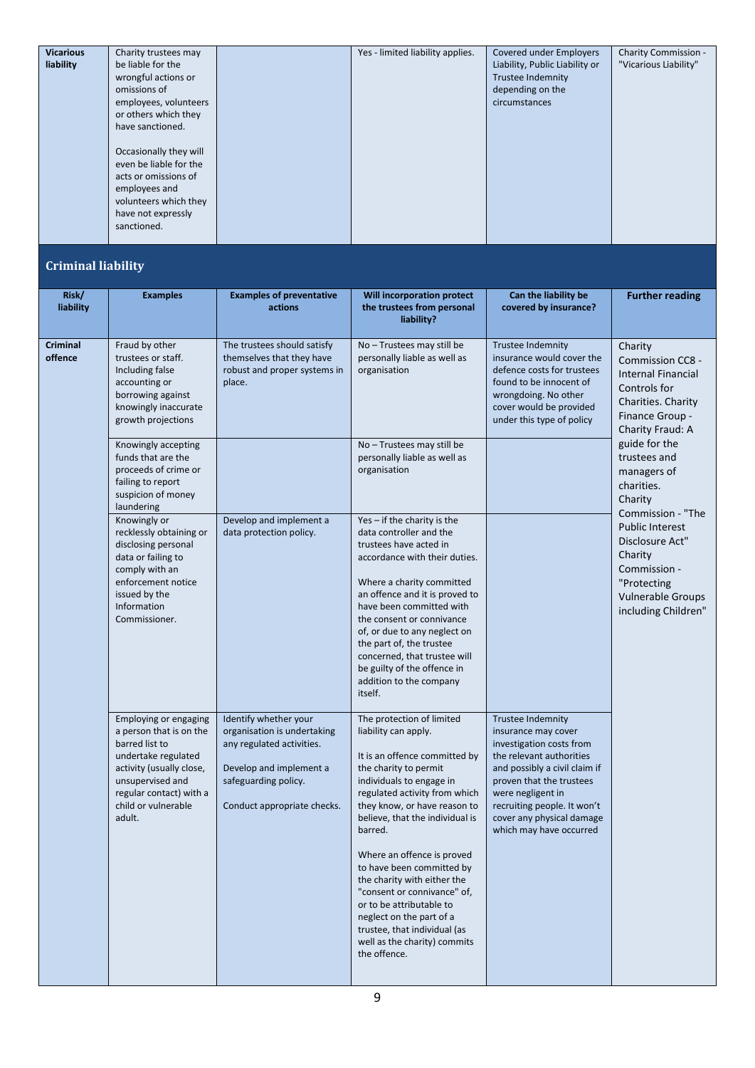| Vicarious liability | Charity trustees may be liable for the wrongful actions or omissions of employees, volunteers or others which they have sanctioned.<br><br>Occasionally they will even be liable for the acts or omissions of employees and volunteers which they have not expressly sanctioned. | | Yes - limited liability applies. | Covered under Employers Liability, Public Liability or Trustee Indemnity depending on the circumstances | Charity Commission - "Vicarious Liability" |
|---|---|---|---|---|---|

## Criminal liability

| Risk/ liability | Examples | Examples of preventative actions | Will incorporation protect the trustees from personal liability? | Can the liability be covered by insurance? | Further reading |
|---|---|---|---|---|---|
| Criminal offence | Fraud by other trustees or staff. Including false accounting or borrowing against knowingly inaccurate growth projections | The trustees should satisfy themselves that they have robust and proper systems in place. | No – Trustees may still be personally liable as well as organisation | Trustee Indemnity insurance would cover the defence costs for trustees found to be innocent of wrongdoing. No other cover would be provided under this type of policy | Charity Commission CC8 - Internal Financial Controls for Charities. Charity Finance Group - Charity Fraud: A guide for the trustees and managers of charities. Charity Commission - "The Public Interest Disclosure Act" Charity Commission - "Protecting Vulnerable Groups including Children" |
| | Knowingly accepting funds that are the proceeds of crime or failing to report suspicion of money laundering | | No – Trustees may still be personally liable as well as organisation | | |
| | Knowingly or recklessly obtaining or disclosing personal data or failing to comply with an enforcement notice issued by the Information Commissioner. | Develop and implement a data protection policy. | Yes – if the charity is the data controller and the trustees have acted in accordance with their duties.<br><br>Where a charity committed an offence and it is proved to have been committed with the consent or connivance of, or due to any neglect on the part of, the trustee concerned, that trustee will be guilty of the offence in addition to the company itself. | | |
| | Employing or engaging a person that is on the barred list to undertake regulated activity (usually close, unsupervised and regular contact) with a child or vulnerable adult. | Identify whether your organisation is undertaking any regulated activities.<br><br>Develop and implement a safeguarding policy.<br><br>Conduct appropriate checks. | The protection of limited liability can apply.<br><br>It is an offence committed by the charity to permit individuals to engage in regulated activity from which they know, or have reason to believe, that the individual is barred.<br><br>Where an offence is proved to have been committed by the charity with either the "consent or connivance" of, or to be attributable to neglect on the part of a trustee, that individual (as well as the charity) commits the offence. | Trustee Indemnity insurance may cover investigation costs from the relevant authorities and possibly a civil claim if proven that the trustees were negligent in recruiting people. It won't cover any physical damage which may have occurred | |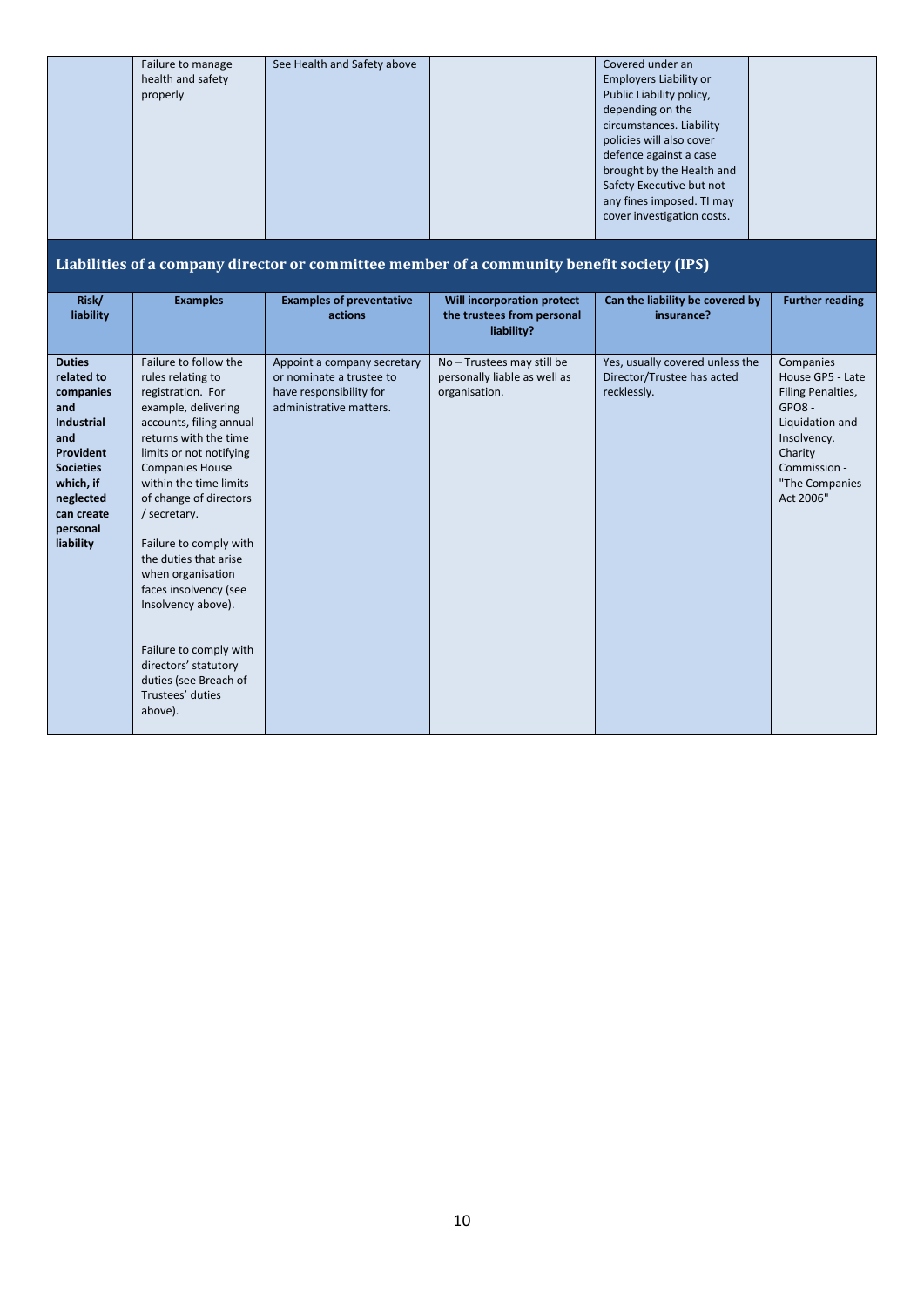| | | | | | |
|---|---|---|---|---|---|
| | Failure to manage health and safety properly | See Health and Safety above | | Covered under an Employers Liability or Public Liability policy, depending on the circumstances. Liability policies will also cover defence against a case brought by the Health and Safety Executive but not any fines imposed. TI may cover investigation costs. | |

## Liabilities of a company director or committee member of a community benefit society (IPS)

| Risk/ liability | Examples | Examples of preventative actions | Will incorporation protect the trustees from personal liability? | Can the liability be covered by insurance? | Further reading |
|---|---|---|---|---|---|
| **Duties related to companies and Industrial and Provident Societies which, if neglected can create personal liability** | Failure to follow the rules relating to registration. For example, delivering accounts, filing annual returns with the time limits or not notifying Companies House within the time limits of change of directors / secretary.<br><br>Failure to comply with the duties that arise when organisation faces insolvency (see Insolvency above).<br><br>Failure to comply with directors' statutory duties (see Breach of Trustees' duties above). | Appoint a company secretary or nominate a trustee to have responsibility for administrative matters. | No – Trustees may still be personally liable as well as organisation. | Yes, usually covered unless the Director/Trustee has acted recklessly. | Companies House GP5 - Late Filing Penalties, GPO8 - Liquidation and Insolvency. Charity Commission - "The Companies Act 2006" |